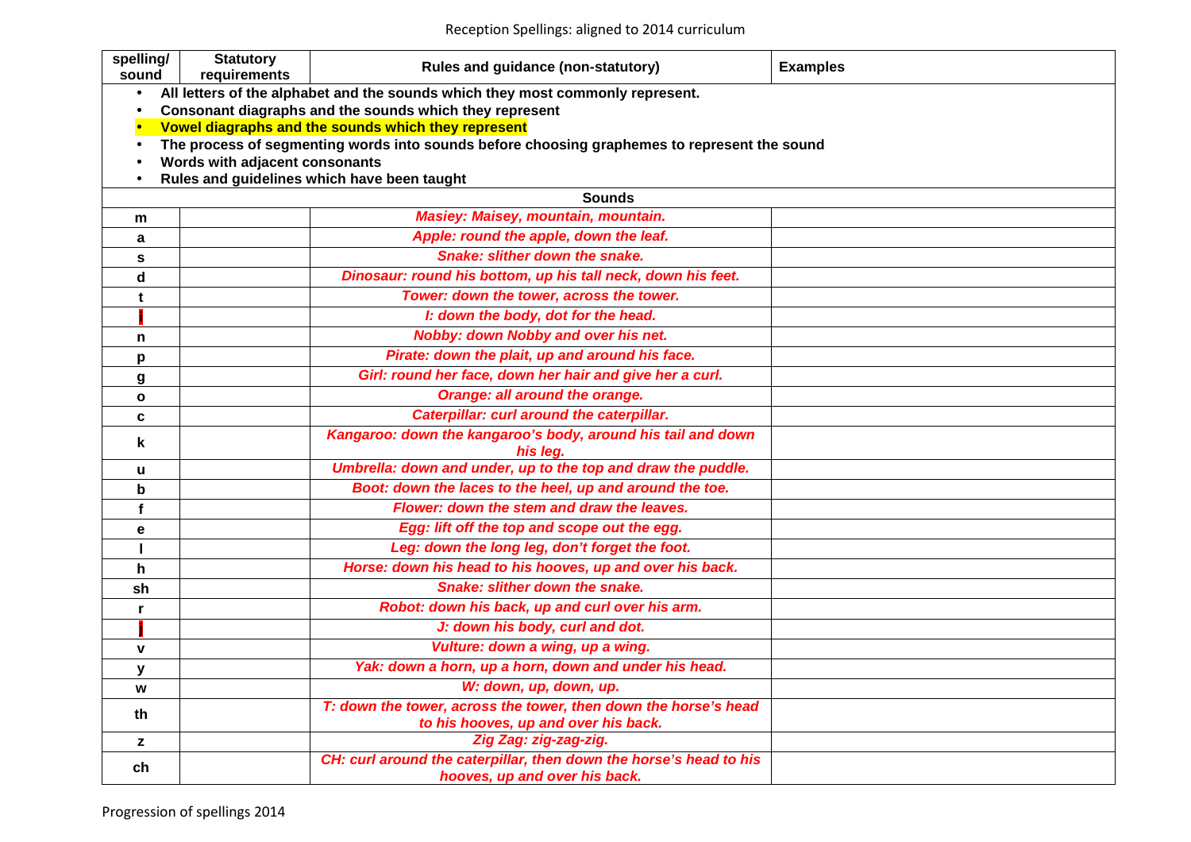Reception Spellings: aligned to 2014 curriculum

| spelling/ sound | Statutory requirements | Rules and guidance (non-statutory) | Examples |
|---|---|---|---|
| • All letters of the alphabet and the sounds which they most commonly represent.<br>• Consonant diagraphs and the sounds which they represent<br>• Vowel diagraphs and the sounds which they represent<br>• The process of segmenting words into sounds before choosing graphemes to represent the sound<br>• Words with adjacent consonants<br>• Rules and guidelines which have been taught | | | |
| | | **Sounds** | |
| m | | ***Masiey: Maisey, mountain, mountain.*** | |
| a | | ***Apple: round the apple, down the leaf.*** | |
| s | | ***Snake: slither down the snake.*** | |
| d | | ***Dinosaur: round his bottom, up his tall neck, down his feet.*** | |
| t | | ***Tower: down the tower, across the tower.*** | |
| i | | ***I: down the body, dot for the head.*** | |
| n | | ***Nobby: down Nobby and over his net.*** | |
| p | | ***Pirate: down the plait, up and around his face.*** | |
| g | | ***Girl: round her face, down her hair and give her a curl.*** | |
| o | | ***Orange: all around the orange.*** | |
| c | | ***Caterpillar: curl around the caterpillar.*** | |
| k | | ***Kangaroo: down the kangaroo's body, around his tail and down his leg.*** | |
| u | | ***Umbrella: down and under, up to the top and draw the puddle.*** | |
| b | | ***Boot: down the laces to the heel, up and around the toe.*** | |
| f | | ***Flower: down the stem and draw the leaves.*** | |
| e | | ***Egg: lift off the top and scope out the egg.*** | |
| l | | ***Leg: down the long leg, don't forget the foot.*** | |
| h | | ***Horse: down his head to his hooves, up and over his back.*** | |
| sh | | ***Snake: slither down the snake.*** | |
| r | | ***Robot: down his back, up and curl over his arm.*** | |
| j | | ***J: down his body, curl and dot.*** | |
| v | | ***Vulture: down a wing, up a wing.*** | |
| y | | ***Yak: down a horn, up a horn, down and under his head.*** | |
| w | | ***W: down, up, down, up.*** | |
| th | | ***T: down the tower, across the tower, then down the horse's head to his hooves, up and over his back.*** | |
| z | | ***Zig Zag: zig-zag-zig.*** | |
| ch | | ***CH: curl around the caterpillar, then down the horse's head to his hooves, up and over his back.*** | |

Progression of spellings 2014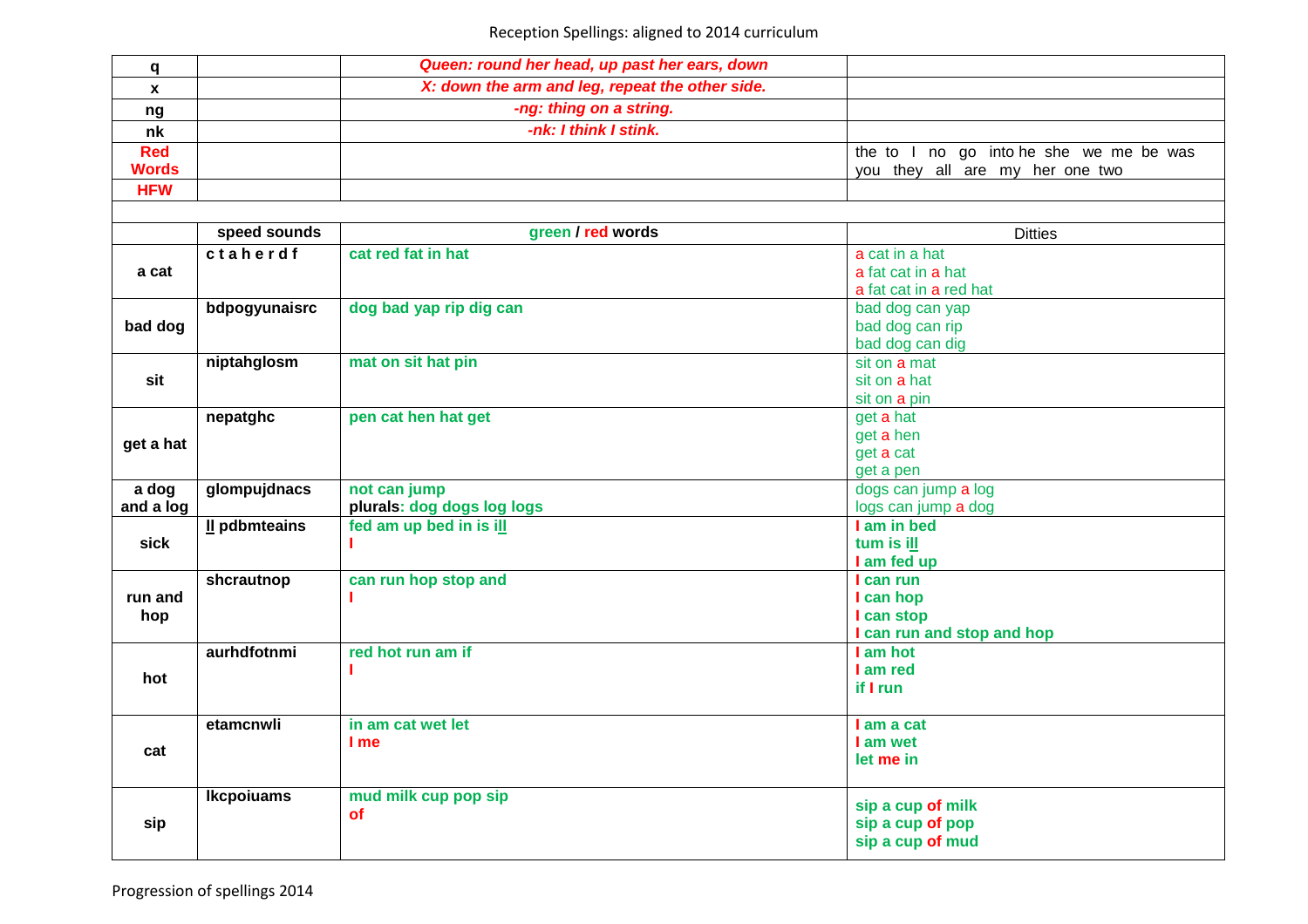Reception Spellings: aligned to 2014 curriculum

| q | | *Queen: round her head, up past her ears, down* | |
|---|---|---|---|
| x | | *X: down the arm and leg, repeat the other side.* | |
| ng | | *-ng: thing on a string.* | |
| nk | | *-nk: I think I stink.* | |
| **Red Words** | | | the to I no go into he she we me be was you they all are my her one two |
| **HFW** | | | |
| | | | |
| | **speed sounds** | **green / red words** | Ditties |
| **a cat** | **c t a h e r d f** | **cat red fat in hat** | a cat in a hat<br>a fat cat in a hat<br>a fat cat in a red hat |
| **bad dog** | **bdpogyunaisrc** | **dog bad yap rip dig can** | bad dog can yap<br>bad dog can rip<br>bad dog can dig |
| **sit** | **niptahglosm** | **mat on sit hat pin** | sit on a mat<br>sit on a hat<br>sit on a pin |
| **get a hat** | **nepatghc** | **pen cat hen hat get** | get a hat<br>get a hen<br>get a cat<br>get a pen |
| **a dog and a log** | **glompujdnacs** | **not can jump**<br>**plurals: dog dogs log logs** | dogs can jump a log<br>logs can jump a dog |
| **sick** | **ll pdbmteains** | **fed am up bed in is ill**<br>**I** | **I am in bed**<br>**tum is ill**<br>**I am fed up** |
| **run and hop** | **shcrautnop** | **can run hop stop and**<br>**I** | **I can run**<br>**I can hop**<br>**I can stop**<br>**I can run and stop and hop** |
| **hot** | **aurhdfotnmi** | **red hot run am if**<br>**I** | **I am hot**<br>**I am red**<br>**if I run** |
| **cat** | **etamcnwli** | **in am cat wet let**<br>**I me** | **I am a cat**<br>**I am wet**<br>**let me in** |
| **sip** | **lkcpoiuams** | **mud milk cup pop sip**<br>**of** | **sip a cup of milk**<br>**sip a cup of pop**<br>**sip a cup of mud** |

Progression of spellings 2014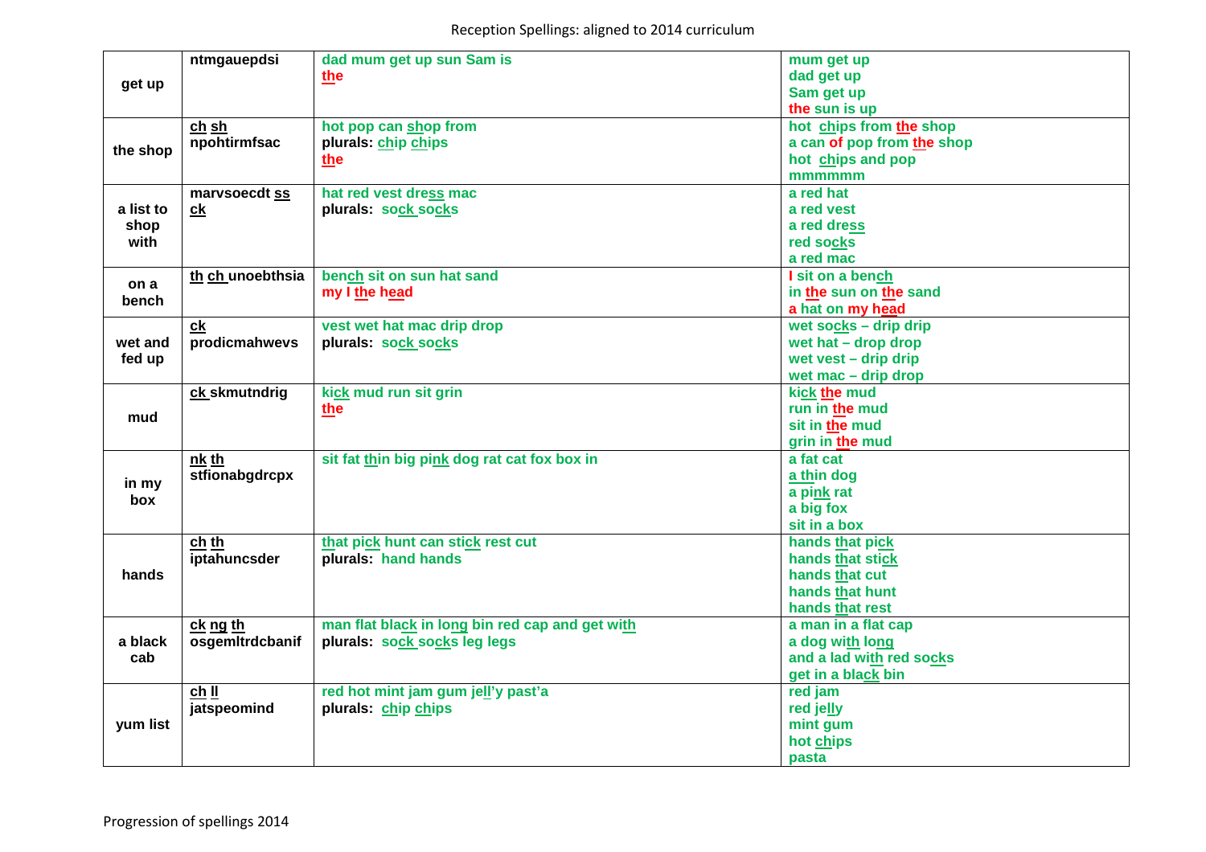Reception Spellings: aligned to 2014 curriculum

| | | | |
|---|---|---|---|
| get up | ntmgauepdsi | dad mum get up sun Sam is<br>the | mum get up<br>dad get up<br>Sam get up<br>the sun is up |
| the shop | ch sh<br>npohtirmfsac | hot pop can shop from<br>plurals: chip chips<br>the | hot chips from the shop<br>a can of pop from the shop<br>hot chips and pop<br>mmmmmm |
| a list to shop with | marvsoecdt ss ck | hat red vest dress mac<br>plurals: sock socks | a red hat<br>a red vest<br>a red dress<br>red socks<br>a red mac |
| on a bench | th ch unoebthsia | bench sit on sun hat sand<br>my I the head | I sit on a bench<br>in the sun on the sand<br>a hat on my head |
| wet and fed up | ck<br>prodicmahwevs | vest wet hat mac drip drop<br>plurals: sock socks | wet socks – drip drip<br>wet hat – drop drop<br>wet vest – drip drip<br>wet mac – drip drop |
| mud | ck skmutndrig | kick mud run sit grin<br>the | kick the mud<br>run in the mud<br>sit in the mud<br>grin in the mud |
| in my box | nk th<br>stfionabgdrcpx | sit fat thin big pink dog rat cat fox box in | a fat cat<br>a thin dog<br>a pink rat<br>a big fox<br>sit in a box |
| hands | ch th<br>iptahuncsder | that pick hunt can stick rest cut<br>plurals: hand hands | hands that pick<br>hands that stick<br>hands that cut<br>hands that hunt<br>hands that rest |
| a black cab | ck ng th<br>osgemltrdcbanif | man flat black in long bin red cap and get with<br>plurals: sock socks leg legs | a man in a flat cap<br>a dog with long<br>and a lad with red socks<br>get in a black bin |
| yum list | ch ll<br>jatspeomind | red hot mint jam gum jell'y past'a<br>plurals: chip chips | red jam<br>red jelly<br>mint gum<br>hot chips<br>pasta |

Progression of spellings 2014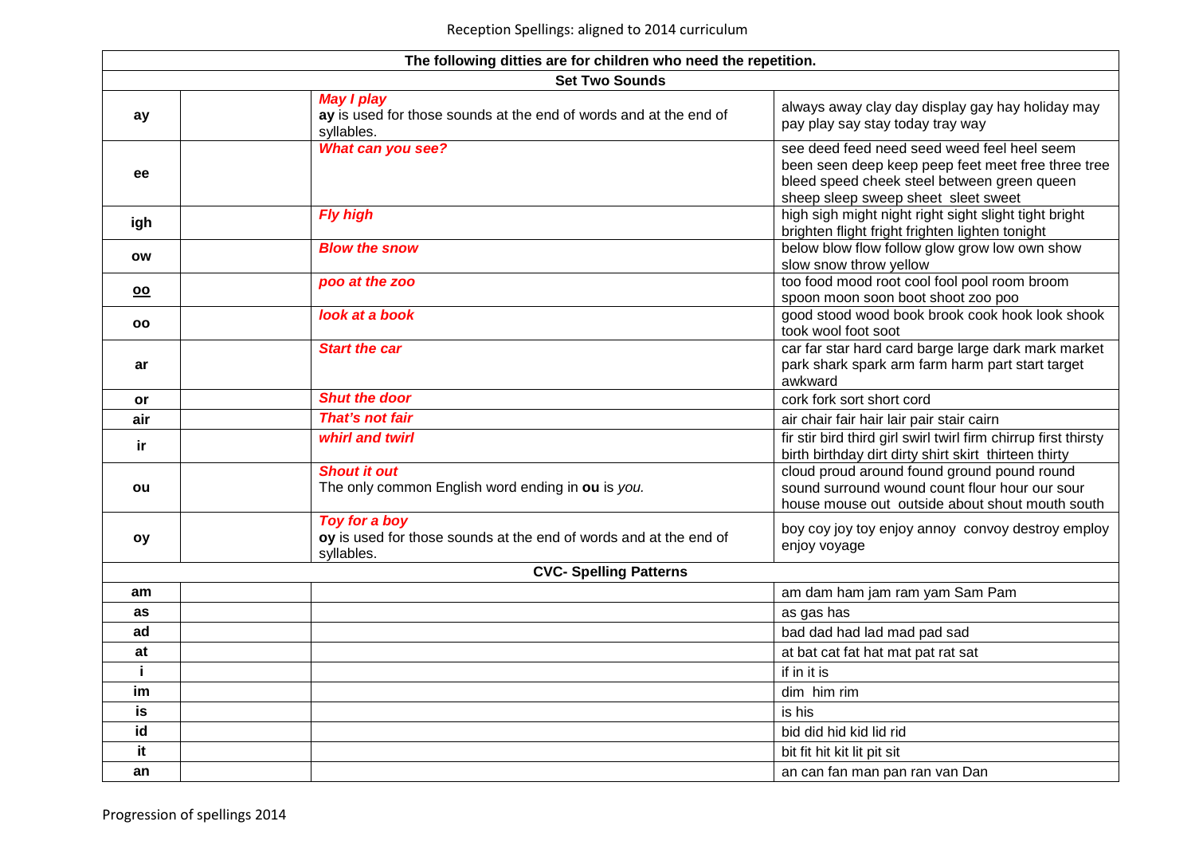Reception Spellings: aligned to 2014 curriculum

| The following ditties are for children who need the repetition. | | | |
|---|---|---|---|
| **Set Two Sounds** | | | |
| **ay** | | ***May I play***<br>**ay** is used for those sounds at the end of words and at the end of syllables. | always away clay day display gay hay holiday may pay play say stay today tray way |
| **ee** | | ***What can you see?*** | see deed feed need seed weed feel heel seem been seen deep keep peep feet meet free three tree bleed speed cheek steel between green queen sheep sleep sweep sheet sleet sweet |
| **igh** | | ***Fly high*** | high sigh might night right sight slight tight bright brighten flight fright frighten lighten tonight |
| **ow** | | ***Blow the snow*** | below blow flow follow glow grow low own show slow snow throw yellow |
| **oo** | | ***poo at the zoo*** | too food mood root cool fool pool room broom spoon moon soon boot shoot zoo poo |
| **oo** | | ***look at a book*** | good stood wood book brook cook hook look shook took wool foot soot |
| **ar** | | ***Start the car*** | car far star hard card barge large dark mark market park shark spark arm farm harm part start target awkward |
| **or** | | ***Shut the door*** | cork fork sort short cord |
| **air** | | ***That's not fair*** | air chair fair hair lair pair stair cairn |
| **ir** | | ***whirl and twirl*** | fir stir bird third girl swirl twirl firm chirrup first thirsty birth birthday dirt dirty shirt skirt thirteen thirty |
| **ou** | | ***Shout it out***<br>The only common English word ending in **ou** is *you.* | cloud proud around found ground pound round sound surround wound count flour hour our sour house mouse out outside about shout mouth south |
| **oy** | | ***Toy for a boy***<br>**oy** is used for those sounds at the end of words and at the end of syllables. | boy coy joy toy enjoy annoy convoy destroy employ enjoy voyage |
| **CVC- Spelling Patterns** | | | |
| **am** | | | am dam ham jam ram yam Sam Pam |
| **as** | | | as gas has |
| **ad** | | | bad dad had lad mad pad sad |
| **at** | | | at bat cat fat hat mat pat rat sat |
| **i** | | | if in it is |
| **im** | | | dim him rim |
| **is** | | | is his |
| **id** | | | bid did hid kid lid rid |
| **it** | | | bit fit hit kit lit pit sit |
| **an** | | | an can fan man pan ran van Dan |

Progression of spellings 2014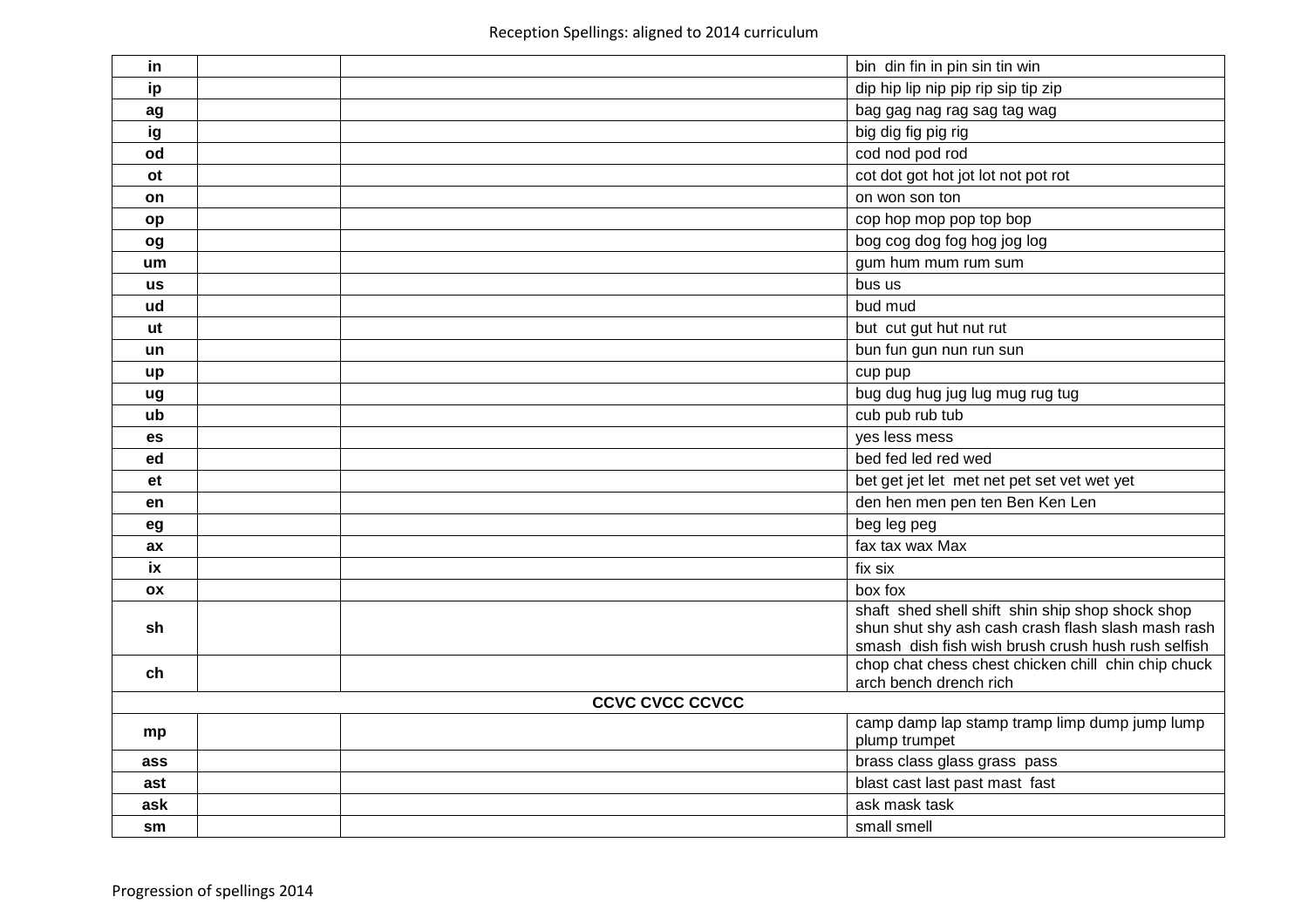Reception Spellings: aligned to 2014 curriculum

| | | | |
|---|---|---|---|
| **in** | | | bin  din fin in pin sin tin win |
| **ip** | | | dip hip lip nip pip rip sip tip zip |
| **ag** | | | bag gag nag rag sag tag wag |
| **ig** | | | big dig fig pig rig |
| **od** | | | cod nod pod rod |
| **ot** | | | cot dot got hot jot lot not pot rot |
| **on** | | | on won son ton |
| **op** | | | cop hop mop pop top bop |
| **og** | | | bog cog dog fog hog jog log |
| **um** | | | gum hum mum rum sum |
| **us** | | | bus us |
| **ud** | | | bud mud |
| **ut** | | | but  cut gut hut nut rut |
| **un** | | | bun fun gun nun run sun |
| **up** | | | cup pup |
| **ug** | | | bug dug hug jug lug mug rug tug |
| **ub** | | | cub pub rub tub |
| **es** | | | yes less mess |
| **ed** | | | bed fed led red wed |
| **et** | | | bet get jet let  met net pet set vet wet yet |
| **en** | | | den hen men pen ten Ben Ken Len |
| **eg** | | | beg leg peg |
| **ax** | | | fax tax wax Max |
| **ix** | | | fix six |
| **ox** | | | box fox |
| **sh** | | | shaft  shed shell shift  shin ship shop shock shop shun shut shy ash cash crash flash slash mash rash smash  dish fish wish brush crush hush rush selfish |
| **ch** | | | chop chat chess chest chicken chill  chin chip chuck arch bench drench rich |
| **CCVC CVCC CCVCC** | | | |
| **mp** | | | camp damp lap stamp tramp limp dump jump lump plump trumpet |
| **ass** | | | brass class glass grass  pass |
| **ast** | | | blast cast last past mast  fast |
| **ask** | | | ask mask task |
| **sm** | | | small smell |

Progression of spellings 2014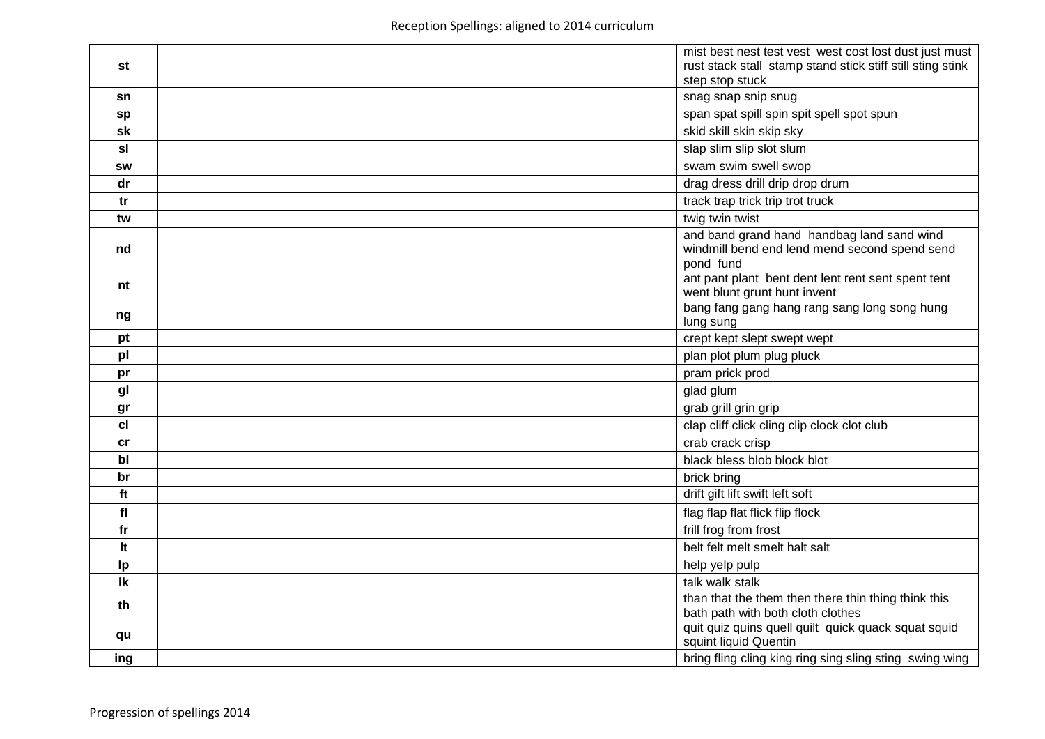| | | | |
|---|---|---|---|
| **st** | | | mist best nest test vest west cost lost dust just must rust stack stall stamp stand stick stiff still sting stink step stop stuck |
| **sn** | | | snag snap snip snug |
| **sp** | | | span spat spill spin spit spell spot spun |
| **sk** | | | skid skill skin skip sky |
| **sl** | | | slap slim slip slot slum |
| **sw** | | | swam swim swell swop |
| **dr** | | | drag dress drill drip drop drum |
| **tr** | | | track trap trick trip trot truck |
| **tw** | | | twig twin twist |
| **nd** | | | and band grand hand handbag land sand wind windmill bend end lend mend second spend send pond fund |
| **nt** | | | ant pant plant bent dent lent rent sent spent tent went blunt grunt hunt invent |
| **ng** | | | bang fang gang hang rang sang long song hung lung sung |
| **pt** | | | crept kept slept swept wept |
| **pl** | | | plan plot plum plug pluck |
| **pr** | | | pram prick prod |
| **gl** | | | glad glum |
| **gr** | | | grab grill grin grip |
| **cl** | | | clap cliff click cling clip clock clot club |
| **cr** | | | crab crack crisp |
| **bl** | | | black bless blob block blot |
| **br** | | | brick bring |
| **ft** | | | drift gift lift swift left soft |
| **fl** | | | flag flap flat flick flip flock |
| **fr** | | | frill frog from frost |
| **lt** | | | belt felt melt smelt halt salt |
| **lp** | | | help yelp pulp |
| **lk** | | | talk walk stalk |
| **th** | | | than that the them then there thin thing think this bath path with both cloth clothes |
| **qu** | | | quit quiz quins quell quilt quick quack squat squid squint liquid Quentin |
| **ing** | | | bring fling cling king ring sing sling sting swing wing |